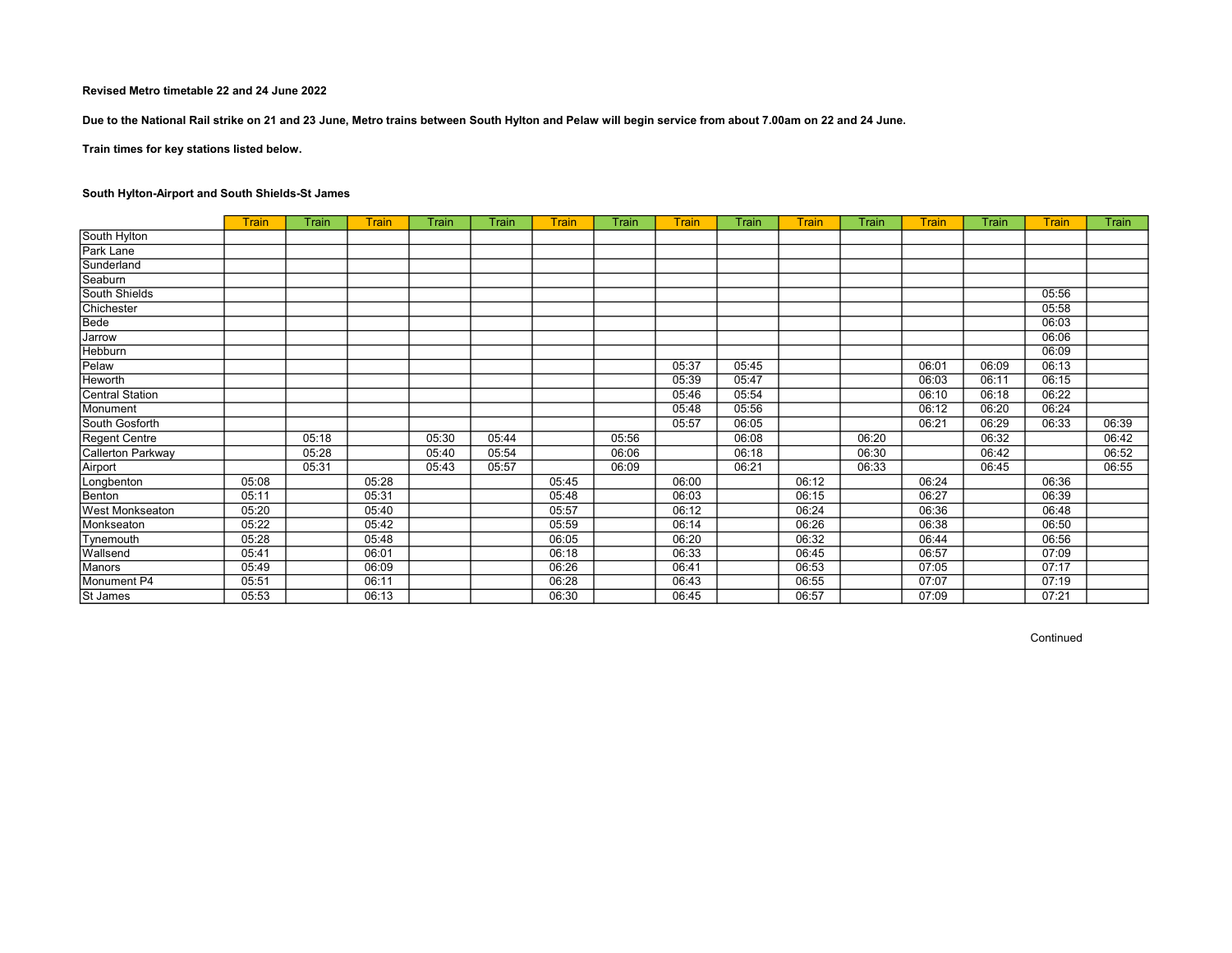**Revised Metro timetable 22 and 24 June 2022**

**Due to the National Rail strike on 21 and 23 June, Metro trains between South Hylton and Pelaw will begin service from about 7.00am on 22 and 24 June.**

**Train times for key stations listed below.**

**South Hylton-Airport and South Shields-St James**

| | Train | Train | Train | Train | Train | Train | Train | Train | Train | Train | Train | Train | Train | Train | Train |
|---|---|---|---|---|---|---|---|---|---|---|---|---|---|---|---|
| South Hylton | | | | | | | | | | | | | | | |
| Park Lane | | | | | | | | | | | | | | | |
| Sunderland | | | | | | | | | | | | | | | |
| Seaburn | | | | | | | | | | | | | | | |
| South Shields | | | | | | | | | | | | | | 05:56 | |
| Chichester | | | | | | | | | | | | | | 05:58 | |
| Bede | | | | | | | | | | | | | | 06:03 | |
| Jarrow | | | | | | | | | | | | | | 06:06 | |
| Hebburn | | | | | | | | | | | | | | 06:09 | |
| Pelaw | | | | | | | | 05:37 | 05:45 | | | 06:01 | 06:09 | 06:13 | |
| Heworth | | | | | | | | 05:39 | 05:47 | | | 06:03 | 06:11 | 06:15 | |
| Central Station | | | | | | | | 05:46 | 05:54 | | | 06:10 | 06:18 | 06:22 | |
| Monument | | | | | | | | 05:48 | 05:56 | | | 06:12 | 06:20 | 06:24 | |
| South Gosforth | | | | | | | | 05:57 | 06:05 | | | 06:21 | 06:29 | 06:33 | 06:39 |
| Regent Centre | | 05:18 | | 05:30 | 05:44 | | 05:56 | | 06:08 | | 06:20 | | 06:32 | | 06:42 |
| Callerton Parkway | | 05:28 | | 05:40 | 05:54 | | 06:06 | | 06:18 | | 06:30 | | 06:42 | | 06:52 |
| Airport | | 05:31 | | 05:43 | 05:57 | | 06:09 | | 06:21 | | 06:33 | | 06:45 | | 06:55 |
| Longbenton | 05:08 | | 05:28 | | | 05:45 | | 06:00 | | 06:12 | | 06:24 | | 06:36 | |
| Benton | 05:11 | | 05:31 | | | 05:48 | | 06:03 | | 06:15 | | 06:27 | | 06:39 | |
| West Monkseaton | 05:20 | | 05:40 | | | 05:57 | | 06:12 | | 06:24 | | 06:36 | | 06:48 | |
| Monkseaton | 05:22 | | 05:42 | | | 05:59 | | 06:14 | | 06:26 | | 06:38 | | 06:50 | |
| Tynemouth | 05:28 | | 05:48 | | | 06:05 | | 06:20 | | 06:32 | | 06:44 | | 06:56 | |
| Wallsend | 05:41 | | 06:01 | | | 06:18 | | 06:33 | | 06:45 | | 06:57 | | 07:09 | |
| Manors | 05:49 | | 06:09 | | | 06:26 | | 06:41 | | 06:53 | | 07:05 | | 07:17 | |
| Monument P4 | 05:51 | | 06:11 | | | 06:28 | | 06:43 | | 06:55 | | 07:07 | | 07:19 | |
| St James | 05:53 | | 06:13 | | | 06:30 | | 06:45 | | 06:57 | | 07:09 | | 07:21 | |

Continued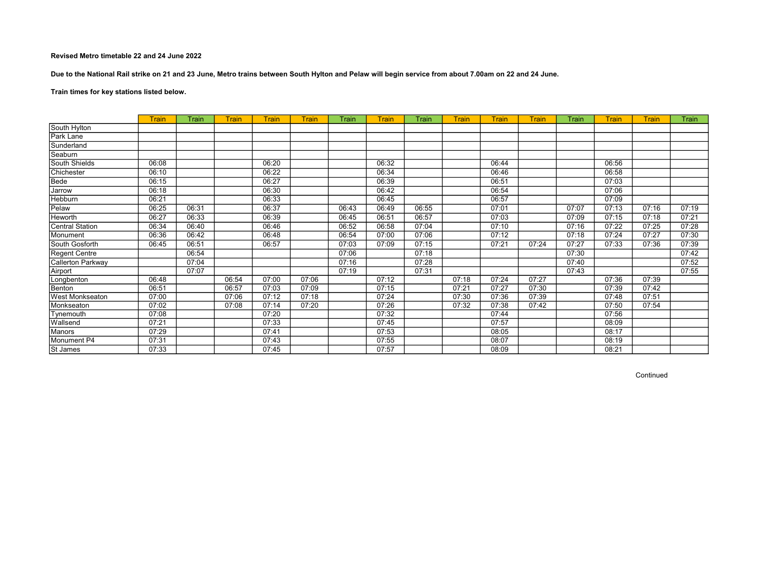**Revised Metro timetable 22 and 24 June 2022**

**Due to the National Rail strike on 21 and 23 June, Metro trains between South Hylton and Pelaw will begin service from about 7.00am on 22 and 24 June.**

**Train times for key stations listed below.**

| | Train | Train | Train | Train | Train | Train | Train | Train | Train | Train | Train | Train | Train | Train | Train |
|---|---|---|---|---|---|---|---|---|---|---|---|---|---|---|---|
| South Hylton | | | | | | | | | | | | | | | |
| Park Lane | | | | | | | | | | | | | | | |
| Sunderland | | | | | | | | | | | | | | | |
| Seaburn | | | | | | | | | | | | | | | |
| South Shields | 06:08 | | | 06:20 | | | 06:32 | | | 06:44 | | | 06:56 | | |
| Chichester | 06:10 | | | 06:22 | | | 06:34 | | | 06:46 | | | 06:58 | | |
| Bede | 06:15 | | | 06:27 | | | 06:39 | | | 06:51 | | | 07:03 | | |
| Jarrow | 06:18 | | | 06:30 | | | 06:42 | | | 06:54 | | | 07:06 | | |
| Hebburn | 06:21 | | | 06:33 | | | 06:45 | | | 06:57 | | | 07:09 | | |
| Pelaw | 06:25 | 06:31 | | 06:37 | | 06:43 | 06:49 | 06:55 | | 07:01 | | 07:07 | 07:13 | 07:16 | 07:19 |
| Heworth | 06:27 | 06:33 | | 06:39 | | 06:45 | 06:51 | 06:57 | | 07:03 | | 07:09 | 07:15 | 07:18 | 07:21 |
| Central Station | 06:34 | 06:40 | | 06:46 | | 06:52 | 06:58 | 07:04 | | 07:10 | | 07:16 | 07:22 | 07:25 | 07:28 |
| Monument | 06:36 | 06:42 | | 06:48 | | 06:54 | 07:00 | 07:06 | | 07:12 | | 07:18 | 07:24 | 07:27 | 07:30 |
| South Gosforth | 06:45 | 06:51 | | 06:57 | | 07:03 | 07:09 | 07:15 | | 07:21 | 07:24 | 07:27 | 07:33 | 07:36 | 07:39 |
| Regent Centre | | 06:54 | | | | 07:06 | | 07:18 | | | | 07:30 | | | 07:42 |
| Callerton Parkway | | 07:04 | | | | 07:16 | | 07:28 | | | | 07:40 | | | 07:52 |
| Airport | | 07:07 | | | | 07:19 | | 07:31 | | | | 07:43 | | | 07:55 |
| Longbenton | 06:48 | | 06:54 | 07:00 | 07:06 | | 07:12 | | 07:18 | 07:24 | 07:27 | | 07:36 | 07:39 | |
| Benton | 06:51 | | 06:57 | 07:03 | 07:09 | | 07:15 | | 07:21 | 07:27 | 07:30 | | 07:39 | 07:42 | |
| West Monkseaton | 07:00 | | 07:06 | 07:12 | 07:18 | | 07:24 | | 07:30 | 07:36 | 07:39 | | 07:48 | 07:51 | |
| Monkseaton | 07:02 | | 07:08 | 07:14 | 07:20 | | 07:26 | | 07:32 | 07:38 | 07:42 | | 07:50 | 07:54 | |
| Tynemouth | 07:08 | | | 07:20 | | | 07:32 | | | 07:44 | | | 07:56 | | |
| Wallsend | 07:21 | | | 07:33 | | | 07:45 | | | 07:57 | | | 08:09 | | |
| Manors | 07:29 | | | 07:41 | | | 07:53 | | | 08:05 | | | 08:17 | | |
| Monument P4 | 07:31 | | | 07:43 | | | 07:55 | | | 08:07 | | | 08:19 | | |
| St James | 07:33 | | | 07:45 | | | 07:57 | | | 08:09 | | | 08:21 | | |

Continued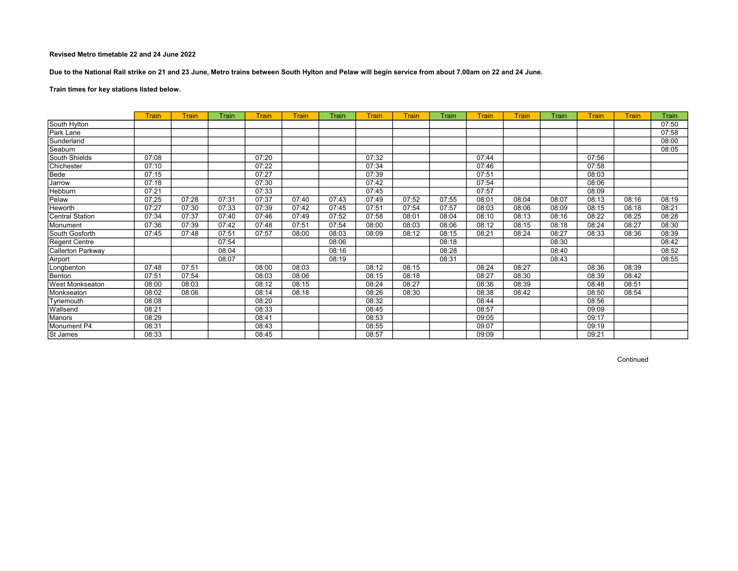**Revised Metro timetable 22 and 24 June 2022**

**Due to the National Rail strike on 21 and 23 June, Metro trains between South Hylton and Pelaw will begin service from about 7.00am on 22 and 24 June.**

**Train times for key stations listed below.**

| | Train | Train | Train | Train | Train | Train | Train | Train | Train | Train | Train | Train | Train | Train | Train |
|---|---|---|---|---|---|---|---|---|---|---|---|---|---|---|---|
| South Hylton | | | | | | | | | | | | | | | 07:50 |
| Park Lane | | | | | | | | | | | | | | | 07:58 |
| Sunderland | | | | | | | | | | | | | | | 08:00 |
| Seaburn | | | | | | | | | | | | | | | 08:05 |
| South Shields | 07:08 | | | 07:20 | | | 07:32 | | | 07:44 | | | 07:56 | | |
| Chichester | 07:10 | | | 07:22 | | | 07:34 | | | 07:46 | | | 07:58 | | |
| Bede | 07:15 | | | 07:27 | | | 07:39 | | | 07:51 | | | 08:03 | | |
| Jarrow | 07:18 | | | 07:30 | | | 07:42 | | | 07:54 | | | 08:06 | | |
| Hebburn | 07:21 | | | 07:33 | | | 07:45 | | | 07:57 | | | 08:09 | | |
| Pelaw | 07:25 | 07:28 | 07:31 | 07:37 | 07:40 | 07:43 | 07:49 | 07:52 | 07:55 | 08:01 | 08:04 | 08:07 | 08:13 | 08:16 | 08:19 |
| Heworth | 07:27 | 07:30 | 07:33 | 07:39 | 07:42 | 07:45 | 07:51 | 07:54 | 07:57 | 08:03 | 08:06 | 08:09 | 08:15 | 08:18 | 08:21 |
| Central Station | 07:34 | 07:37 | 07:40 | 07:46 | 07:49 | 07:52 | 07:58 | 08:01 | 08:04 | 08:10 | 08:13 | 08:16 | 08:22 | 08:25 | 08:28 |
| Monument | 07:36 | 07:39 | 07:42 | 07:48 | 07:51 | 07:54 | 08:00 | 08:03 | 08:06 | 08:12 | 08:15 | 08:18 | 08:24 | 08:27 | 08:30 |
| South Gosforth | 07:45 | 07:48 | 07:51 | 07:57 | 08:00 | 08:03 | 08:09 | 08:12 | 08:15 | 08:21 | 08:24 | 08:27 | 08:33 | 08:36 | 08:39 |
| Regent Centre | | | 07:54 | | | 08:06 | | | 08:18 | | | 08:30 | | | 08:42 |
| Callerton Parkway | | | 08:04 | | | 08:16 | | | 08:28 | | | 08:40 | | | 08:52 |
| Airport | | | 08:07 | | | 08:19 | | | 08:31 | | | 08:43 | | | 08:55 |
| Longbenton | 07:48 | 07:51 | | 08:00 | 08:03 | | 08:12 | 08:15 | | 08:24 | 08:27 | | 08:36 | 08:39 | |
| Benton | 07:51 | 07:54 | | 08:03 | 08:06 | | 08:15 | 08:18 | | 08:27 | 08:30 | | 08:39 | 08:42 | |
| West Monkseaton | 08:00 | 08:03 | | 08:12 | 08:15 | | 08:24 | 08:27 | | 08:36 | 08:39 | | 08:48 | 08:51 | |
| Monkseaton | 08:02 | 08:06 | | 08:14 | 08:18 | | 08:26 | 08:30 | | 08:38 | 08:42 | | 08:50 | 08:54 | |
| Tynemouth | 08:08 | | | 08:20 | | | 08:32 | | | 08:44 | | | 08:56 | | |
| Wallsend | 08:21 | | | 08:33 | | | 08:45 | | | 08:57 | | | 09:09 | | |
| Manors | 08:29 | | | 08:41 | | | 08:53 | | | 09:05 | | | 09:17 | | |
| Monument P4 | 08:31 | | | 08:43 | | | 08:55 | | | 09:07 | | | 09:19 | | |
| St James | 08:33 | | | 08:45 | | | 08:57 | | | 09:09 | | | 09:21 | | |

Continued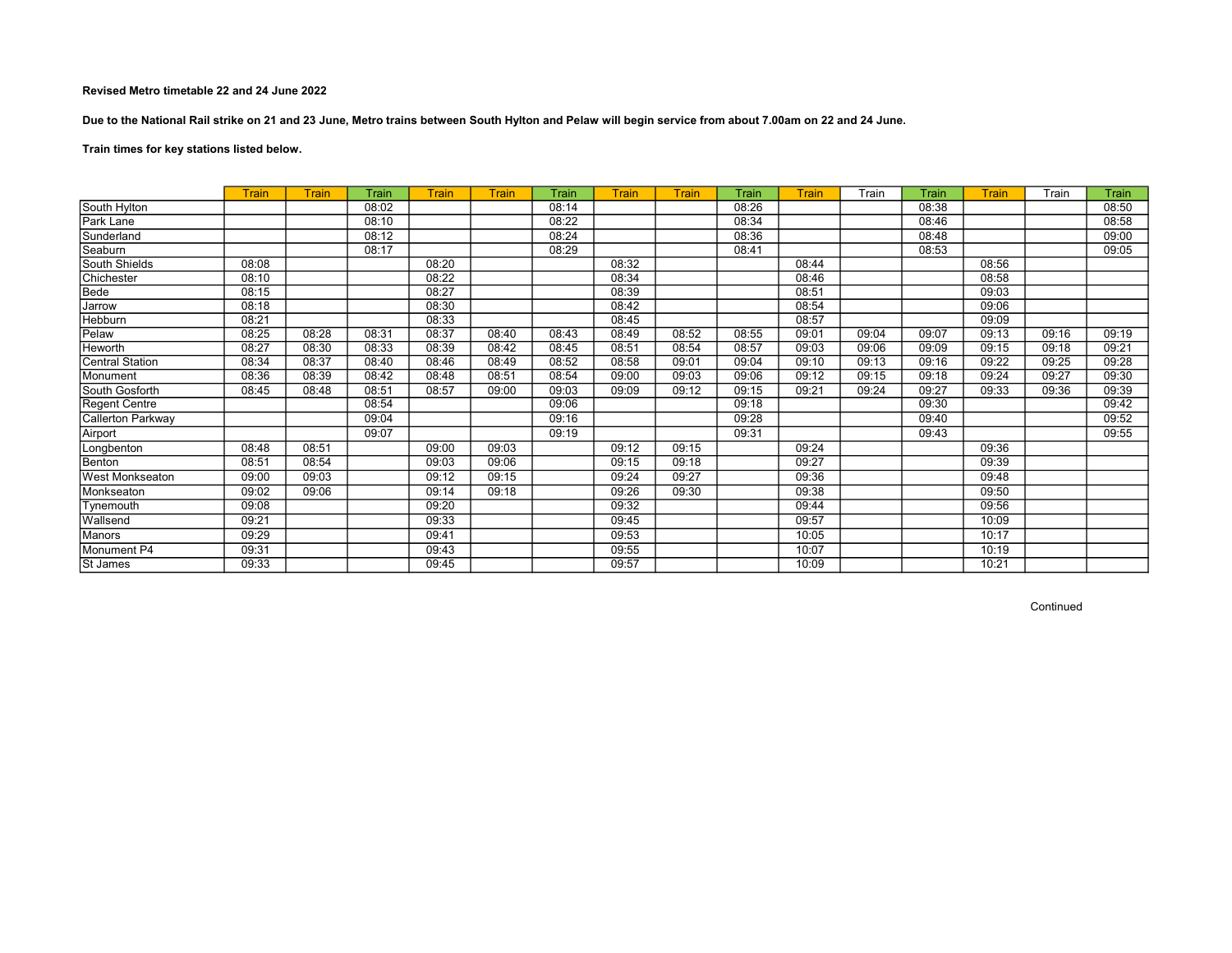**Revised Metro timetable 22 and 24 June 2022**

**Due to the National Rail strike on 21 and 23 June, Metro trains between South Hylton and Pelaw will begin service from about 7.00am on 22 and 24 June.**

**Train times for key stations listed below.**

| | Train | Train | Train | Train | Train | Train | Train | Train | Train | Train | Train | Train | Train | Train | Train |
|---|---|---|---|---|---|---|---|---|---|---|---|---|---|---|---|
| South Hylton | | | 08:02 | | | 08:14 | | | 08:26 | | | 08:38 | | | 08:50 |
| Park Lane | | | 08:10 | | | 08:22 | | | 08:34 | | | 08:46 | | | 08:58 |
| Sunderland | | | 08:12 | | | 08:24 | | | 08:36 | | | 08:48 | | | 09:00 |
| Seaburn | | | 08:17 | | | 08:29 | | | 08:41 | | | 08:53 | | | 09:05 |
| South Shields | 08:08 | | | 08:20 | | | 08:32 | | | 08:44 | | | 08:56 | | |
| Chichester | 08:10 | | | 08:22 | | | 08:34 | | | 08:46 | | | 08:58 | | |
| Bede | 08:15 | | | 08:27 | | | 08:39 | | | 08:51 | | | 09:03 | | |
| Jarrow | 08:18 | | | 08:30 | | | 08:42 | | | 08:54 | | | 09:06 | | |
| Hebburn | 08:21 | | | 08:33 | | | 08:45 | | | 08:57 | | | 09:09 | | |
| Pelaw | 08:25 | 08:28 | 08:31 | 08:37 | 08:40 | 08:43 | 08:49 | 08:52 | 08:55 | 09:01 | 09:04 | 09:07 | 09:13 | 09:16 | 09:19 |
| Heworth | 08:27 | 08:30 | 08:33 | 08:39 | 08:42 | 08:45 | 08:51 | 08:54 | 08:57 | 09:03 | 09:06 | 09:09 | 09:15 | 09:18 | 09:21 |
| Central Station | 08:34 | 08:37 | 08:40 | 08:46 | 08:49 | 08:52 | 08:58 | 09:01 | 09:04 | 09:10 | 09:13 | 09:16 | 09:22 | 09:25 | 09:28 |
| Monument | 08:36 | 08:39 | 08:42 | 08:48 | 08:51 | 08:54 | 09:00 | 09:03 | 09:06 | 09:12 | 09:15 | 09:18 | 09:24 | 09:27 | 09:30 |
| South Gosforth | 08:45 | 08:48 | 08:51 | 08:57 | 09:00 | 09:03 | 09:09 | 09:12 | 09:15 | 09:21 | 09:24 | 09:27 | 09:33 | 09:36 | 09:39 |
| Regent Centre | | | 08:54 | | | 09:06 | | | 09:18 | | | 09:30 | | | 09:42 |
| Callerton Parkway | | | 09:04 | | | 09:16 | | | 09:28 | | | 09:40 | | | 09:52 |
| Airport | | | 09:07 | | | 09:19 | | | 09:31 | | | 09:43 | | | 09:55 |
| Longbenton | 08:48 | 08:51 | | 09:00 | 09:03 | | 09:12 | 09:15 | | 09:24 | | | 09:36 | | |
| Benton | 08:51 | 08:54 | | 09:03 | 09:06 | | 09:15 | 09:18 | | 09:27 | | | 09:39 | | |
| West Monkseaton | 09:00 | 09:03 | | 09:12 | 09:15 | | 09:24 | 09:27 | | 09:36 | | | 09:48 | | |
| Monkseaton | 09:02 | 09:06 | | 09:14 | 09:18 | | 09:26 | 09:30 | | 09:38 | | | 09:50 | | |
| Tynemouth | 09:08 | | | 09:20 | | | 09:32 | | | 09:44 | | | 09:56 | | |
| Wallsend | 09:21 | | | 09:33 | | | 09:45 | | | 09:57 | | | 10:09 | | |
| Manors | 09:29 | | | 09:41 | | | 09:53 | | | 10:05 | | | 10:17 | | |
| Monument P4 | 09:31 | | | 09:43 | | | 09:55 | | | 10:07 | | | 10:19 | | |
| St James | 09:33 | | | 09:45 | | | 09:57 | | | 10:09 | | | 10:21 | | |

Continued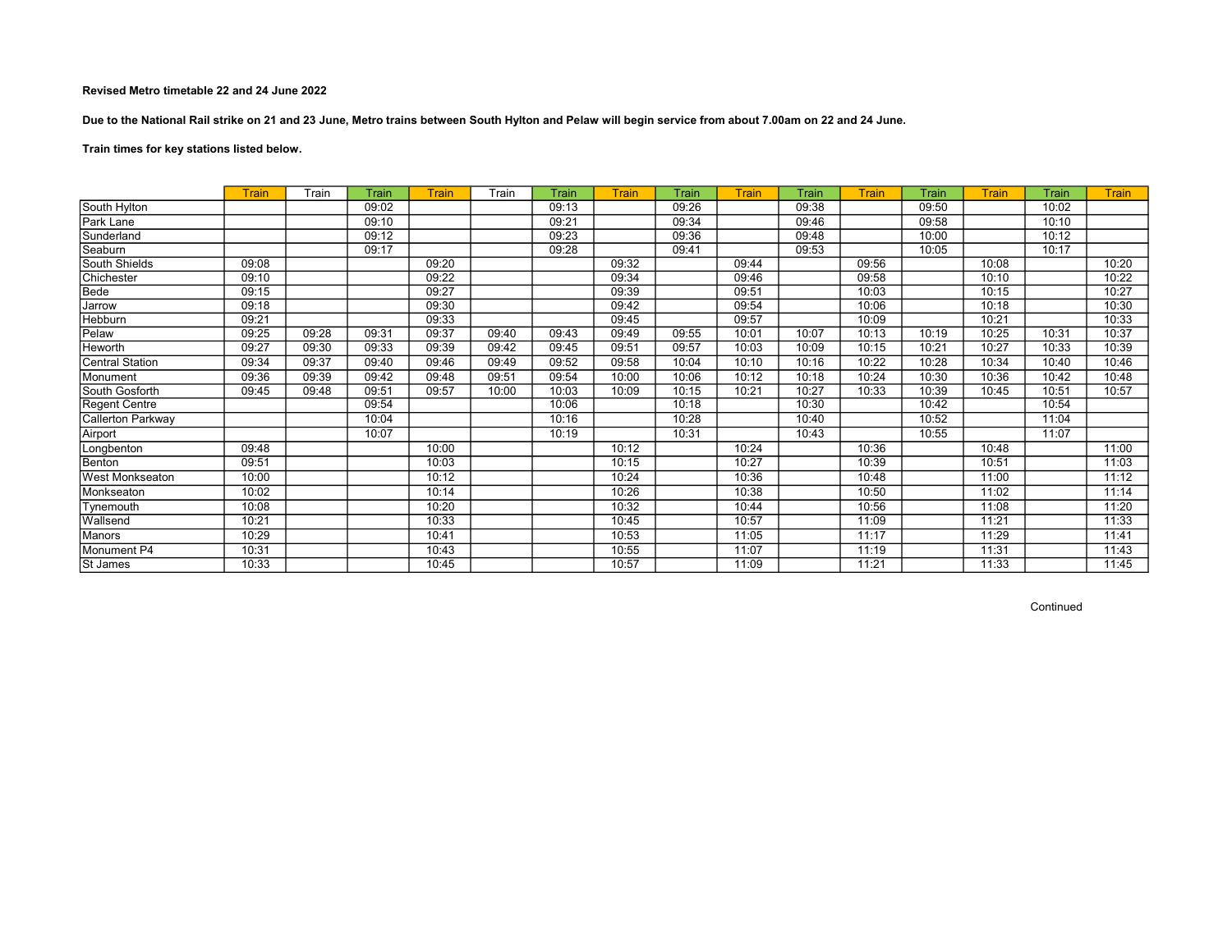**Revised Metro timetable 22 and 24 June 2022**

**Due to the National Rail strike on 21 and 23 June, Metro trains between South Hylton and Pelaw will begin service from about 7.00am on 22 and 24 June.**

**Train times for key stations listed below.**

| | Train | Train | Train | Train | Train | Train | Train | Train | Train | Train | Train | Train | Train | Train | Train |
|---|---|---|---|---|---|---|---|---|---|---|---|---|---|---|---|
| South Hylton | | | 09:02 | | | 09:13 | | 09:26 | | 09:38 | | 09:50 | | 10:02 | |
| Park Lane | | | 09:10 | | | 09:21 | | 09:34 | | 09:46 | | 09:58 | | 10:10 | |
| Sunderland | | | 09:12 | | | 09:23 | | 09:36 | | 09:48 | | 10:00 | | 10:12 | |
| Seaburn | | | 09:17 | | | 09:28 | | 09:41 | | 09:53 | | 10:05 | | 10:17 | |
| South Shields | 09:08 | | | 09:20 | | | 09:32 | | 09:44 | | 09:56 | | 10:08 | | 10:20 |
| Chichester | 09:10 | | | 09:22 | | | 09:34 | | 09:46 | | 09:58 | | 10:10 | | 10:22 |
| Bede | 09:15 | | | 09:27 | | | 09:39 | | 09:51 | | 10:03 | | 10:15 | | 10:27 |
| Jarrow | 09:18 | | | 09:30 | | | 09:42 | | 09:54 | | 10:06 | | 10:18 | | 10:30 |
| Hebburn | 09:21 | | | 09:33 | | | 09:45 | | 09:57 | | 10:09 | | 10:21 | | 10:33 |
| Pelaw | 09:25 | 09:28 | 09:31 | 09:37 | 09:40 | 09:43 | 09:49 | 09:55 | 10:01 | 10:07 | 10:13 | 10:19 | 10:25 | 10:31 | 10:37 |
| Heworth | 09:27 | 09:30 | 09:33 | 09:39 | 09:42 | 09:45 | 09:51 | 09:57 | 10:03 | 10:09 | 10:15 | 10:21 | 10:27 | 10:33 | 10:39 |
| Central Station | 09:34 | 09:37 | 09:40 | 09:46 | 09:49 | 09:52 | 09:58 | 10:04 | 10:10 | 10:16 | 10:22 | 10:28 | 10:34 | 10:40 | 10:46 |
| Monument | 09:36 | 09:39 | 09:42 | 09:48 | 09:51 | 09:54 | 10:00 | 10:06 | 10:12 | 10:18 | 10:24 | 10:30 | 10:36 | 10:42 | 10:48 |
| South Gosforth | 09:45 | 09:48 | 09:51 | 09:57 | 10:00 | 10:03 | 10:09 | 10:15 | 10:21 | 10:27 | 10:33 | 10:39 | 10:45 | 10:51 | 10:57 |
| Regent Centre | | | 09:54 | | | 10:06 | | 10:18 | | 10:30 | | 10:42 | | 10:54 | |
| Callerton Parkway | | | 10:04 | | | 10:16 | | 10:28 | | 10:40 | | 10:52 | | 11:04 | |
| Airport | | | 10:07 | | | 10:19 | | 10:31 | | 10:43 | | 10:55 | | 11:07 | |
| Longbenton | 09:48 | | | 10:00 | | | 10:12 | | 10:24 | | 10:36 | | 10:48 | | 11:00 |
| Benton | 09:51 | | | 10:03 | | | 10:15 | | 10:27 | | 10:39 | | 10:51 | | 11:03 |
| West Monkseaton | 10:00 | | | 10:12 | | | 10:24 | | 10:36 | | 10:48 | | 11:00 | | 11:12 |
| Monkseaton | 10:02 | | | 10:14 | | | 10:26 | | 10:38 | | 10:50 | | 11:02 | | 11:14 |
| Tynemouth | 10:08 | | | 10:20 | | | 10:32 | | 10:44 | | 10:56 | | 11:08 | | 11:20 |
| Wallsend | 10:21 | | | 10:33 | | | 10:45 | | 10:57 | | 11:09 | | 11:21 | | 11:33 |
| Manors | 10:29 | | | 10:41 | | | 10:53 | | 11:05 | | 11:17 | | 11:29 | | 11:41 |
| Monument P4 | 10:31 | | | 10:43 | | | 10:55 | | 11:07 | | 11:19 | | 11:31 | | 11:43 |
| St James | 10:33 | | | 10:45 | | | 10:57 | | 11:09 | | 11:21 | | 11:33 | | 11:45 |

Continued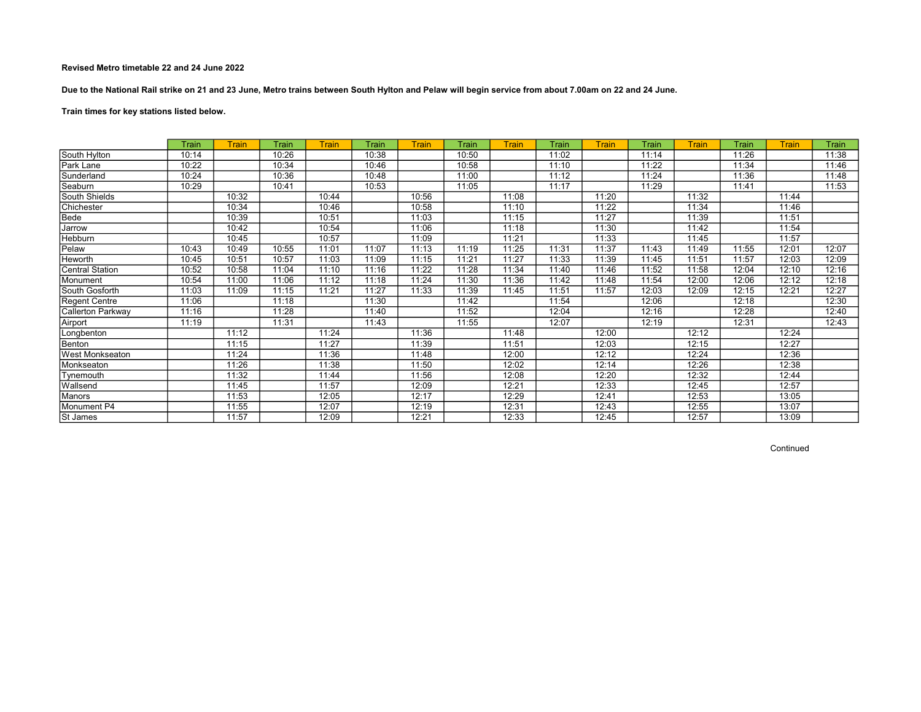**Revised Metro timetable 22 and 24 June 2022**

**Due to the National Rail strike on 21 and 23 June, Metro trains between South Hylton and Pelaw will begin service from about 7.00am on 22 and 24 June.**

**Train times for key stations listed below.**

| | Train | Train | Train | Train | Train | Train | Train | Train | Train | Train | Train | Train | Train | Train | Train |
|---|---|---|---|---|---|---|---|---|---|---|---|---|---|---|---|
| South Hylton | 10:14 | | 10:26 | | 10:38 | | 10:50 | | 11:02 | | 11:14 | | 11:26 | | 11:38 |
| Park Lane | 10:22 | | 10:34 | | 10:46 | | 10:58 | | 11:10 | | 11:22 | | 11:34 | | 11:46 |
| Sunderland | 10:24 | | 10:36 | | 10:48 | | 11:00 | | 11:12 | | 11:24 | | 11:36 | | 11:48 |
| Seaburn | 10:29 | | 10:41 | | 10:53 | | 11:05 | | 11:17 | | 11:29 | | 11:41 | | 11:53 |
| South Shields | | 10:32 | | 10:44 | | 10:56 | | 11:08 | | 11:20 | | 11:32 | | 11:44 | |
| Chichester | | 10:34 | | 10:46 | | 10:58 | | 11:10 | | 11:22 | | 11:34 | | 11:46 | |
| Bede | | 10:39 | | 10:51 | | 11:03 | | 11:15 | | 11:27 | | 11:39 | | 11:51 | |
| Jarrow | | 10:42 | | 10:54 | | 11:06 | | 11:18 | | 11:30 | | 11:42 | | 11:54 | |
| Hebburn | | 10:45 | | 10:57 | | 11:09 | | 11:21 | | 11:33 | | 11:45 | | 11:57 | |
| Pelaw | 10:43 | 10:49 | 10:55 | 11:01 | 11:07 | 11:13 | 11:19 | 11:25 | 11:31 | 11:37 | 11:43 | 11:49 | 11:55 | 12:01 | 12:07 |
| Heworth | 10:45 | 10:51 | 10:57 | 11:03 | 11:09 | 11:15 | 11:21 | 11:27 | 11:33 | 11:39 | 11:45 | 11:51 | 11:57 | 12:03 | 12:09 |
| Central Station | 10:52 | 10:58 | 11:04 | 11:10 | 11:16 | 11:22 | 11:28 | 11:34 | 11:40 | 11:46 | 11:52 | 11:58 | 12:04 | 12:10 | 12:16 |
| Monument | 10:54 | 11:00 | 11:06 | 11:12 | 11:18 | 11:24 | 11:30 | 11:36 | 11:42 | 11:48 | 11:54 | 12:00 | 12:06 | 12:12 | 12:18 |
| South Gosforth | 11:03 | 11:09 | 11:15 | 11:21 | 11:27 | 11:33 | 11:39 | 11:45 | 11:51 | 11:57 | 12:03 | 12:09 | 12:15 | 12:21 | 12:27 |
| Regent Centre | 11:06 | | 11:18 | | 11:30 | | 11:42 | | 11:54 | | 12:06 | | 12:18 | | 12:30 |
| Callerton Parkway | 11:16 | | 11:28 | | 11:40 | | 11:52 | | 12:04 | | 12:16 | | 12:28 | | 12:40 |
| Airport | 11:19 | | 11:31 | | 11:43 | | 11:55 | | 12:07 | | 12:19 | | 12:31 | | 12:43 |
| Longbenton | | 11:12 | | 11:24 | | 11:36 | | 11:48 | | 12:00 | | 12:12 | | 12:24 | |
| Benton | | 11:15 | | 11:27 | | 11:39 | | 11:51 | | 12:03 | | 12:15 | | 12:27 | |
| West Monkseaton | | 11:24 | | 11:36 | | 11:48 | | 12:00 | | 12:12 | | 12:24 | | 12:36 | |
| Monkseaton | | 11:26 | | 11:38 | | 11:50 | | 12:02 | | 12:14 | | 12:26 | | 12:38 | |
| Tynemouth | | 11:32 | | 11:44 | | 11:56 | | 12:08 | | 12:20 | | 12:32 | | 12:44 | |
| Wallsend | | 11:45 | | 11:57 | | 12:09 | | 12:21 | | 12:33 | | 12:45 | | 12:57 | |
| Manors | | 11:53 | | 12:05 | | 12:17 | | 12:29 | | 12:41 | | 12:53 | | 13:05 | |
| Monument P4 | | 11:55 | | 12:07 | | 12:19 | | 12:31 | | 12:43 | | 12:55 | | 13:07 | |
| St James | | 11:57 | | 12:09 | | 12:21 | | 12:33 | | 12:45 | | 12:57 | | 13:09 | |

Continued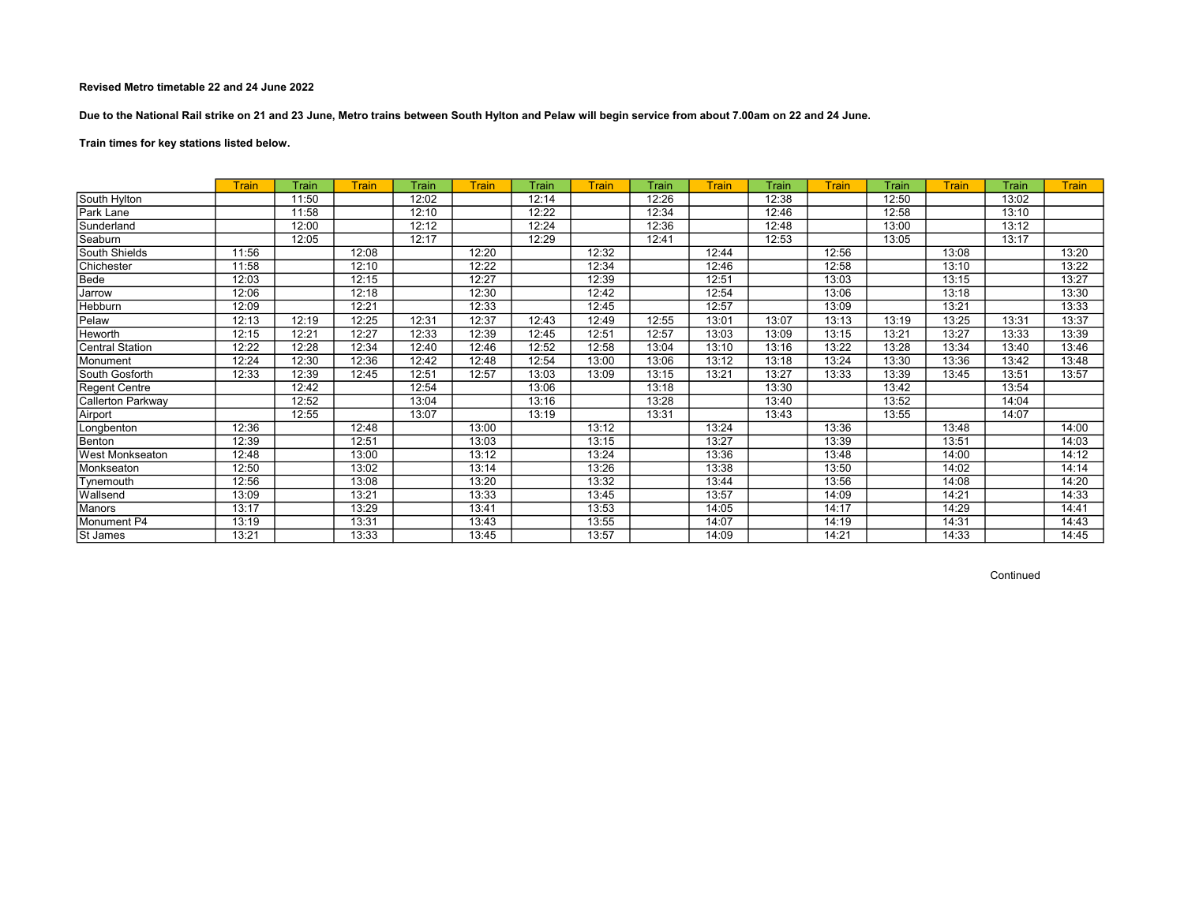**Revised Metro timetable 22 and 24 June 2022**

**Due to the National Rail strike on 21 and 23 June, Metro trains between South Hylton and Pelaw will begin service from about 7.00am on 22 and 24 June.**

**Train times for key stations listed below.**

| | Train | Train | Train | Train | Train | Train | Train | Train | Train | Train | Train | Train | Train | Train | Train |
|---|---|---|---|---|---|---|---|---|---|---|---|---|---|---|---|
| South Hylton | | 11:50 | | 12:02 | | 12:14 | | 12:26 | | 12:38 | | 12:50 | | 13:02 | |
| Park Lane | | 11:58 | | 12:10 | | 12:22 | | 12:34 | | 12:46 | | 12:58 | | 13:10 | |
| Sunderland | | 12:00 | | 12:12 | | 12:24 | | 12:36 | | 12:48 | | 13:00 | | 13:12 | |
| Seaburn | | 12:05 | | 12:17 | | 12:29 | | 12:41 | | 12:53 | | 13:05 | | 13:17 | |
| South Shields | 11:56 | | 12:08 | | 12:20 | | 12:32 | | 12:44 | | 12:56 | | 13:08 | | 13:20 |
| Chichester | 11:58 | | 12:10 | | 12:22 | | 12:34 | | 12:46 | | 12:58 | | 13:10 | | 13:22 |
| Bede | 12:03 | | 12:15 | | 12:27 | | 12:39 | | 12:51 | | 13:03 | | 13:15 | | 13:27 |
| Jarrow | 12:06 | | 12:18 | | 12:30 | | 12:42 | | 12:54 | | 13:06 | | 13:18 | | 13:30 |
| Hebburn | 12:09 | | 12:21 | | 12:33 | | 12:45 | | 12:57 | | 13:09 | | 13:21 | | 13:33 |
| Pelaw | 12:13 | 12:19 | 12:25 | 12:31 | 12:37 | 12:43 | 12:49 | 12:55 | 13:01 | 13:07 | 13:13 | 13:19 | 13:25 | 13:31 | 13:37 |
| Heworth | 12:15 | 12:21 | 12:27 | 12:33 | 12:39 | 12:45 | 12:51 | 12:57 | 13:03 | 13:09 | 13:15 | 13:21 | 13:27 | 13:33 | 13:39 |
| Central Station | 12:22 | 12:28 | 12:34 | 12:40 | 12:46 | 12:52 | 12:58 | 13:04 | 13:10 | 13:16 | 13:22 | 13:28 | 13:34 | 13:40 | 13:46 |
| Monument | 12:24 | 12:30 | 12:36 | 12:42 | 12:48 | 12:54 | 13:00 | 13:06 | 13:12 | 13:18 | 13:24 | 13:30 | 13:36 | 13:42 | 13:48 |
| South Gosforth | 12:33 | 12:39 | 12:45 | 12:51 | 12:57 | 13:03 | 13:09 | 13:15 | 13:21 | 13:27 | 13:33 | 13:39 | 13:45 | 13:51 | 13:57 |
| Regent Centre | | 12:42 | | 12:54 | | 13:06 | | 13:18 | | 13:30 | | 13:42 | | 13:54 | |
| Callerton Parkway | | 12:52 | | 13:04 | | 13:16 | | 13:28 | | 13:40 | | 13:52 | | 14:04 | |
| Airport | | 12:55 | | 13:07 | | 13:19 | | 13:31 | | 13:43 | | 13:55 | | 14:07 | |
| Longbenton | 12:36 | | 12:48 | | 13:00 | | 13:12 | | 13:24 | | 13:36 | | 13:48 | | 14:00 |
| Benton | 12:39 | | 12:51 | | 13:03 | | 13:15 | | 13:27 | | 13:39 | | 13:51 | | 14:03 |
| West Monkseaton | 12:48 | | 13:00 | | 13:12 | | 13:24 | | 13:36 | | 13:48 | | 14:00 | | 14:12 |
| Monkseaton | 12:50 | | 13:02 | | 13:14 | | 13:26 | | 13:38 | | 13:50 | | 14:02 | | 14:14 |
| Tynemouth | 12:56 | | 13:08 | | 13:20 | | 13:32 | | 13:44 | | 13:56 | | 14:08 | | 14:20 |
| Wallsend | 13:09 | | 13:21 | | 13:33 | | 13:45 | | 13:57 | | 14:09 | | 14:21 | | 14:33 |
| Manors | 13:17 | | 13:29 | | 13:41 | | 13:53 | | 14:05 | | 14:17 | | 14:29 | | 14:41 |
| Monument P4 | 13:19 | | 13:31 | | 13:43 | | 13:55 | | 14:07 | | 14:19 | | 14:31 | | 14:43 |
| St James | 13:21 | | 13:33 | | 13:45 | | 13:57 | | 14:09 | | 14:21 | | 14:33 | | 14:45 |

Continued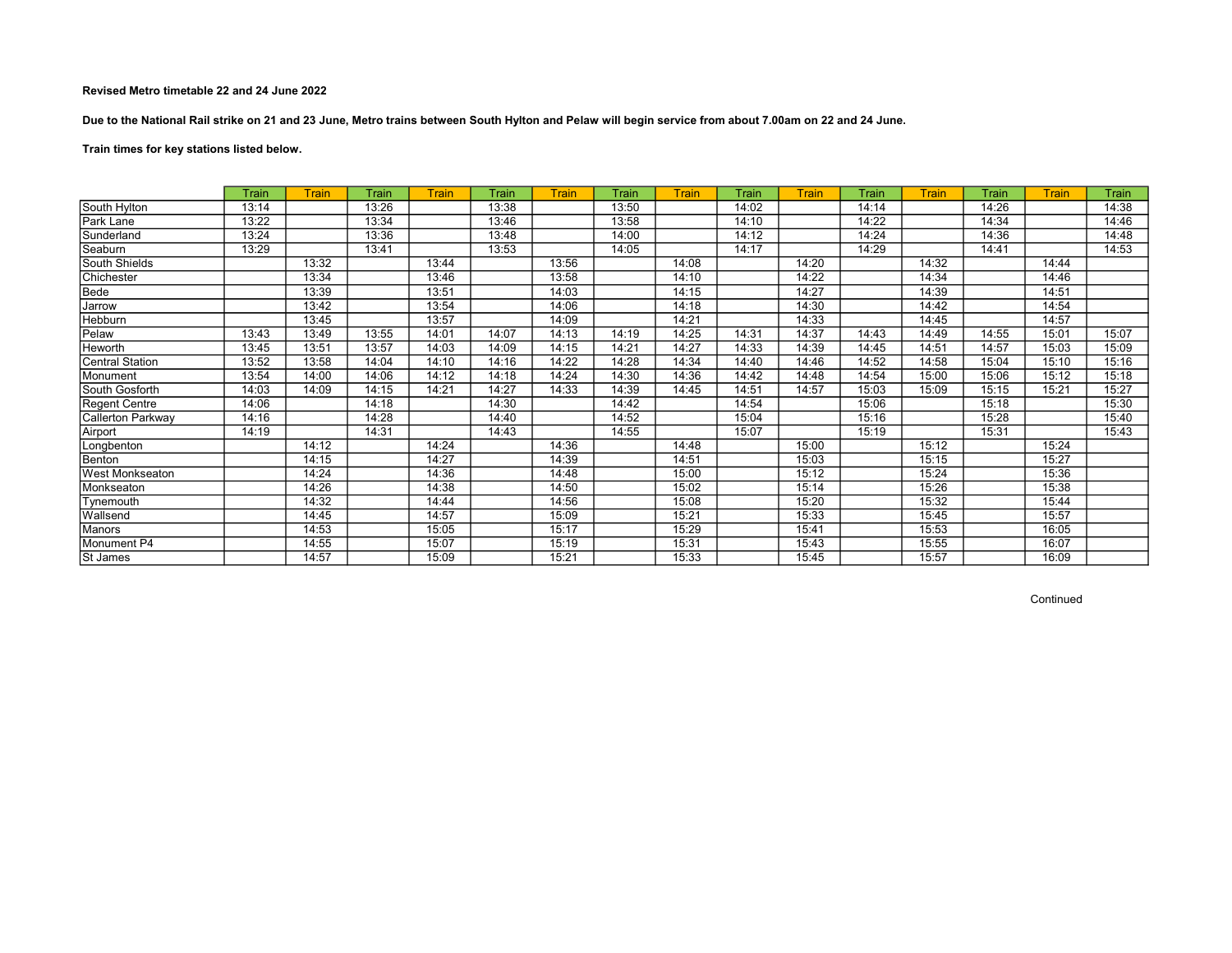**Revised Metro timetable 22 and 24 June 2022**

**Due to the National Rail strike on 21 and 23 June, Metro trains between South Hylton and Pelaw will begin service from about 7.00am on 22 and 24 June.**

**Train times for key stations listed below.**

| | Train | Train | Train | Train | Train | Train | Train | Train | Train | Train | Train | Train | Train | Train | Train |
|---|---|---|---|---|---|---|---|---|---|---|---|---|---|---|---|
| South Hylton | 13:14 | | 13:26 | | 13:38 | | 13:50 | | 14:02 | | 14:14 | | 14:26 | | 14:38 |
| Park Lane | 13:22 | | 13:34 | | 13:46 | | 13:58 | | 14:10 | | 14:22 | | 14:34 | | 14:46 |
| Sunderland | 13:24 | | 13:36 | | 13:48 | | 14:00 | | 14:12 | | 14:24 | | 14:36 | | 14:48 |
| Seaburn | 13:29 | | 13:41 | | 13:53 | | 14:05 | | 14:17 | | 14:29 | | 14:41 | | 14:53 |
| South Shields | | 13:32 | | 13:44 | | 13:56 | | 14:08 | | 14:20 | | 14:32 | | 14:44 | |
| Chichester | | 13:34 | | 13:46 | | 13:58 | | 14:10 | | 14:22 | | 14:34 | | 14:46 | |
| Bede | | 13:39 | | 13:51 | | 14:03 | | 14:15 | | 14:27 | | 14:39 | | 14:51 | |
| Jarrow | | 13:42 | | 13:54 | | 14:06 | | 14:18 | | 14:30 | | 14:42 | | 14:54 | |
| Hebburn | | 13:45 | | 13:57 | | 14:09 | | 14:21 | | 14:33 | | 14:45 | | 14:57 | |
| Pelaw | 13:43 | 13:49 | 13:55 | 14:01 | 14:07 | 14:13 | 14:19 | 14:25 | 14:31 | 14:37 | 14:43 | 14:49 | 14:55 | 15:01 | 15:07 |
| Heworth | 13:45 | 13:51 | 13:57 | 14:03 | 14:09 | 14:15 | 14:21 | 14:27 | 14:33 | 14:39 | 14:45 | 14:51 | 14:57 | 15:03 | 15:09 |
| Central Station | 13:52 | 13:58 | 14:04 | 14:10 | 14:16 | 14:22 | 14:28 | 14:34 | 14:40 | 14:46 | 14:52 | 14:58 | 15:04 | 15:10 | 15:16 |
| Monument | 13:54 | 14:00 | 14:06 | 14:12 | 14:18 | 14:24 | 14:30 | 14:36 | 14:42 | 14:48 | 14:54 | 15:00 | 15:06 | 15:12 | 15:18 |
| South Gosforth | 14:03 | 14:09 | 14:15 | 14:21 | 14:27 | 14:33 | 14:39 | 14:45 | 14:51 | 14:57 | 15:03 | 15:09 | 15:15 | 15:21 | 15:27 |
| Regent Centre | 14:06 | | 14:18 | | 14:30 | | 14:42 | | 14:54 | | 15:06 | | 15:18 | | 15:30 |
| Callerton Parkway | 14:16 | | 14:28 | | 14:40 | | 14:52 | | 15:04 | | 15:16 | | 15:28 | | 15:40 |
| Airport | 14:19 | | 14:31 | | 14:43 | | 14:55 | | 15:07 | | 15:19 | | 15:31 | | 15:43 |
| Longbenton | | 14:12 | | 14:24 | | 14:36 | | 14:48 | | 15:00 | | 15:12 | | 15:24 | |
| Benton | | 14:15 | | 14:27 | | 14:39 | | 14:51 | | 15:03 | | 15:15 | | 15:27 | |
| West Monkseaton | | 14:24 | | 14:36 | | 14:48 | | 15:00 | | 15:12 | | 15:24 | | 15:36 | |
| Monkseaton | | 14:26 | | 14:38 | | 14:50 | | 15:02 | | 15:14 | | 15:26 | | 15:38 | |
| Tynemouth | | 14:32 | | 14:44 | | 14:56 | | 15:08 | | 15:20 | | 15:32 | | 15:44 | |
| Wallsend | | 14:45 | | 14:57 | | 15:09 | | 15:21 | | 15:33 | | 15:45 | | 15:57 | |
| Manors | | 14:53 | | 15:05 | | 15:17 | | 15:29 | | 15:41 | | 15:53 | | 16:05 | |
| Monument P4 | | 14:55 | | 15:07 | | 15:19 | | 15:31 | | 15:43 | | 15:55 | | 16:07 | |
| St James | | 14:57 | | 15:09 | | 15:21 | | 15:33 | | 15:45 | | 15:57 | | 16:09 | |

Continued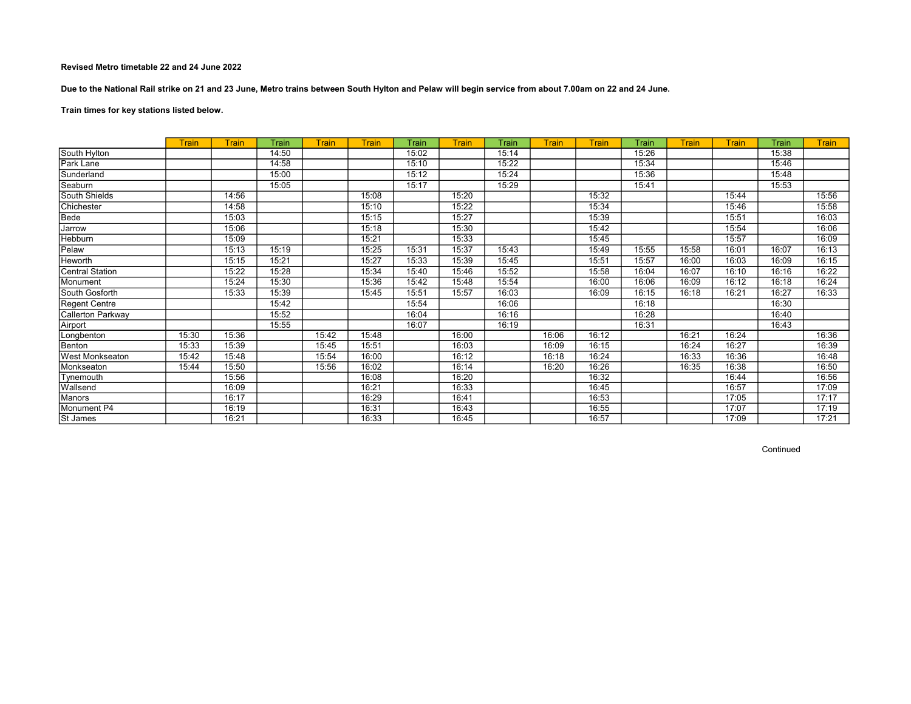**Revised Metro timetable 22 and 24 June 2022**

**Due to the National Rail strike on 21 and 23 June, Metro trains between South Hylton and Pelaw will begin service from about 7.00am on 22 and 24 June.**

**Train times for key stations listed below.**

| | Train | Train | Train | Train | Train | Train | Train | Train | Train | Train | Train | Train | Train | Train | Train |
|---|---|---|---|---|---|---|---|---|---|---|---|---|---|---|---|
| South Hylton | | | 14:50 | | | 15:02 | | 15:14 | | | 15:26 | | | 15:38 | |
| Park Lane | | | 14:58 | | | 15:10 | | 15:22 | | | 15:34 | | | 15:46 | |
| Sunderland | | | 15:00 | | | 15:12 | | 15:24 | | | 15:36 | | | 15:48 | |
| Seaburn | | | 15:05 | | | 15:17 | | 15:29 | | | 15:41 | | | 15:53 | |
| South Shields | | 14:56 | | | 15:08 | | 15:20 | | | 15:32 | | | 15:44 | | 15:56 |
| Chichester | | 14:58 | | | 15:10 | | 15:22 | | | 15:34 | | | 15:46 | | 15:58 |
| Bede | | 15:03 | | | 15:15 | | 15:27 | | | 15:39 | | | 15:51 | | 16:03 |
| Jarrow | | 15:06 | | | 15:18 | | 15:30 | | | 15:42 | | | 15:54 | | 16:06 |
| Hebburn | | 15:09 | | | 15:21 | | 15:33 | | | 15:45 | | | 15:57 | | 16:09 |
| Pelaw | | 15:13 | 15:19 | | 15:25 | 15:31 | 15:37 | 15:43 | | 15:49 | 15:55 | 15:58 | 16:01 | 16:07 | 16:13 |
| Heworth | | 15:15 | 15:21 | | 15:27 | 15:33 | 15:39 | 15:45 | | 15:51 | 15:57 | 16:00 | 16:03 | 16:09 | 16:15 |
| Central Station | | 15:22 | 15:28 | | 15:34 | 15:40 | 15:46 | 15:52 | | 15:58 | 16:04 | 16:07 | 16:10 | 16:16 | 16:22 |
| Monument | | 15:24 | 15:30 | | 15:36 | 15:42 | 15:48 | 15:54 | | 16:00 | 16:06 | 16:09 | 16:12 | 16:18 | 16:24 |
| South Gosforth | | 15:33 | 15:39 | | 15:45 | 15:51 | 15:57 | 16:03 | | 16:09 | 16:15 | 16:18 | 16:21 | 16:27 | 16:33 |
| Regent Centre | | | 15:42 | | | 15:54 | | 16:06 | | | 16:18 | | | 16:30 | |
| Callerton Parkway | | | 15:52 | | | 16:04 | | 16:16 | | | 16:28 | | | 16:40 | |
| Airport | | | 15:55 | | | 16:07 | | 16:19 | | | 16:31 | | | 16:43 | |
| Longbenton | 15:30 | 15:36 | | 15:42 | 15:48 | | 16:00 | | 16:06 | 16:12 | | 16:21 | 16:24 | | 16:36 |
| Benton | 15:33 | 15:39 | | 15:45 | 15:51 | | 16:03 | | 16:09 | 16:15 | | 16:24 | 16:27 | | 16:39 |
| West Monkseaton | 15:42 | 15:48 | | 15:54 | 16:00 | | 16:12 | | 16:18 | 16:24 | | 16:33 | 16:36 | | 16:48 |
| Monkseaton | 15:44 | 15:50 | | 15:56 | 16:02 | | 16:14 | | 16:20 | 16:26 | | 16:35 | 16:38 | | 16:50 |
| Tynemouth | | 15:56 | | | 16:08 | | 16:20 | | | 16:32 | | | 16:44 | | 16:56 |
| Wallsend | | 16:09 | | | 16:21 | | 16:33 | | | 16:45 | | | 16:57 | | 17:09 |
| Manors | | 16:17 | | | 16:29 | | 16:41 | | | 16:53 | | | 17:05 | | 17:17 |
| Monument P4 | | 16:19 | | | 16:31 | | 16:43 | | | 16:55 | | | 17:07 | | 17:19 |
| St James | | 16:21 | | | 16:33 | | 16:45 | | | 16:57 | | | 17:09 | | 17:21 |

Continued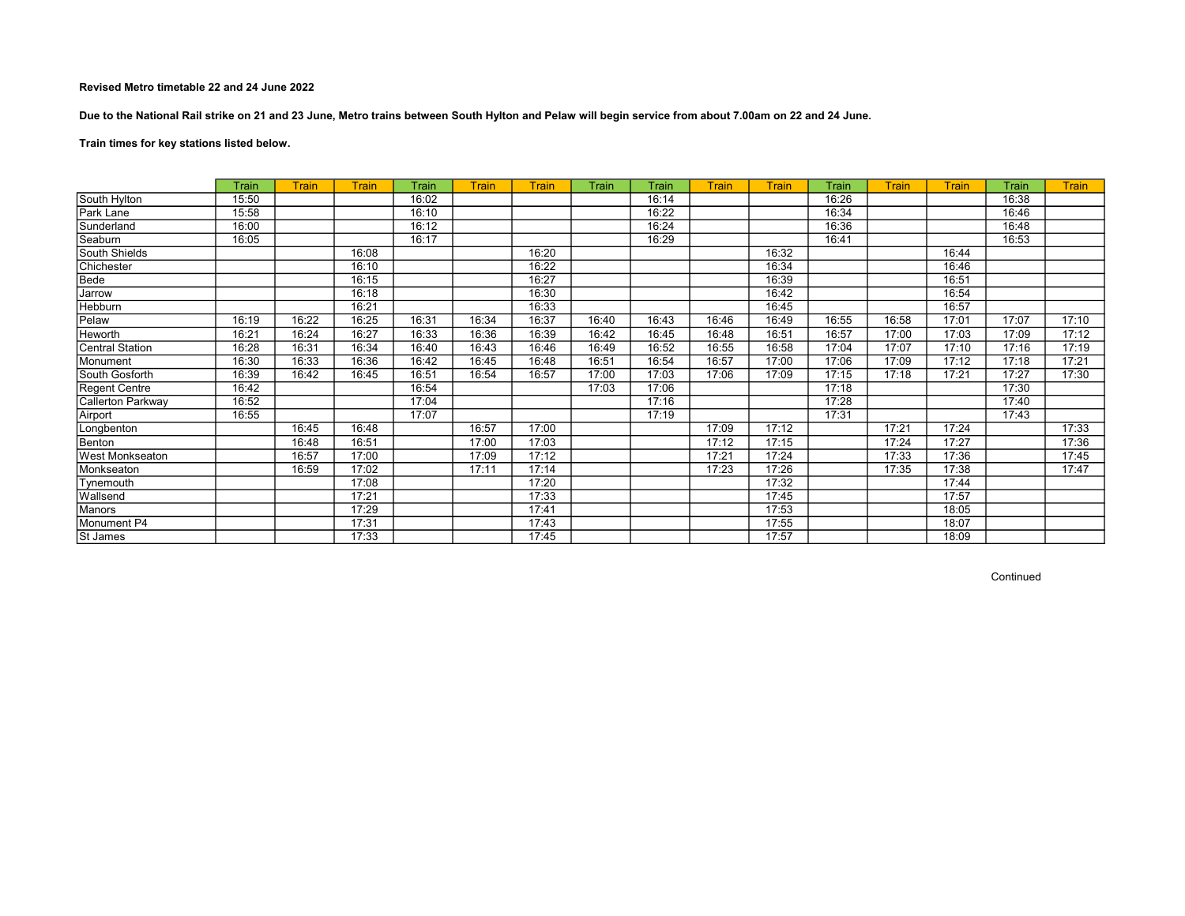**Revised Metro timetable 22 and 24 June 2022**

**Due to the National Rail strike on 21 and 23 June, Metro trains between South Hylton and Pelaw will begin service from about 7.00am on 22 and 24 June.**

**Train times for key stations listed below.**

| | Train | Train | Train | Train | Train | Train | Train | Train | Train | Train | Train | Train | Train | Train | Train |
|---|---|---|---|---|---|---|---|---|---|---|---|---|---|---|---|
| South Hylton | 15:50 | | | 16:02 | | | | 16:14 | | | 16:26 | | | 16:38 | |
| Park Lane | 15:58 | | | 16:10 | | | | 16:22 | | | 16:34 | | | 16:46 | |
| Sunderland | 16:00 | | | 16:12 | | | | 16:24 | | | 16:36 | | | 16:48 | |
| Seaburn | 16:05 | | | 16:17 | | | | 16:29 | | | 16:41 | | | 16:53 | |
| South Shields | | | 16:08 | | | 16:20 | | | | 16:32 | | | 16:44 | | |
| Chichester | | | 16:10 | | | 16:22 | | | | 16:34 | | | 16:46 | | |
| Bede | | | 16:15 | | | 16:27 | | | | 16:39 | | | 16:51 | | |
| Jarrow | | | 16:18 | | | 16:30 | | | | 16:42 | | | 16:54 | | |
| Hebburn | | | 16:21 | | | 16:33 | | | | 16:45 | | | 16:57 | | |
| Pelaw | 16:19 | 16:22 | 16:25 | 16:31 | 16:34 | 16:37 | 16:40 | 16:43 | 16:46 | 16:49 | 16:55 | 16:58 | 17:01 | 17:07 | 17:10 |
| Heworth | 16:21 | 16:24 | 16:27 | 16:33 | 16:36 | 16:39 | 16:42 | 16:45 | 16:48 | 16:51 | 16:57 | 17:00 | 17:03 | 17:09 | 17:12 |
| Central Station | 16:28 | 16:31 | 16:34 | 16:40 | 16:43 | 16:46 | 16:49 | 16:52 | 16:55 | 16:58 | 17:04 | 17:07 | 17:10 | 17:16 | 17:19 |
| Monument | 16:30 | 16:33 | 16:36 | 16:42 | 16:45 | 16:48 | 16:51 | 16:54 | 16:57 | 17:00 | 17:06 | 17:09 | 17:12 | 17:18 | 17:21 |
| South Gosforth | 16:39 | 16:42 | 16:45 | 16:51 | 16:54 | 16:57 | 17:00 | 17:03 | 17:06 | 17:09 | 17:15 | 17:18 | 17:21 | 17:27 | 17:30 |
| Regent Centre | 16:42 | | | 16:54 | | | 17:03 | 17:06 | | | 17:18 | | | 17:30 | |
| Callerton Parkway | 16:52 | | | 17:04 | | | | 17:16 | | | 17:28 | | | 17:40 | |
| Airport | 16:55 | | | 17:07 | | | | 17:19 | | | 17:31 | | | 17:43 | |
| Longbenton | | 16:45 | 16:48 | | 16:57 | 17:00 | | | 17:09 | 17:12 | | 17:21 | 17:24 | | 17:33 |
| Benton | | 16:48 | 16:51 | | 17:00 | 17:03 | | | 17:12 | 17:15 | | 17:24 | 17:27 | | 17:36 |
| West Monkseaton | | 16:57 | 17:00 | | 17:09 | 17:12 | | | 17:21 | 17:24 | | 17:33 | 17:36 | | 17:45 |
| Monkseaton | | 16:59 | 17:02 | | 17:11 | 17:14 | | | 17:23 | 17:26 | | 17:35 | 17:38 | | 17:47 |
| Tynemouth | | | 17:08 | | | 17:20 | | | | 17:32 | | | 17:44 | | |
| Wallsend | | | 17:21 | | | 17:33 | | | | 17:45 | | | 17:57 | | |
| Manors | | | 17:29 | | | 17:41 | | | | 17:53 | | | 18:05 | | |
| Monument P4 | | | 17:31 | | | 17:43 | | | | 17:55 | | | 18:07 | | |
| St James | | | 17:33 | | | 17:45 | | | | 17:57 | | | 18:09 | | |

Continued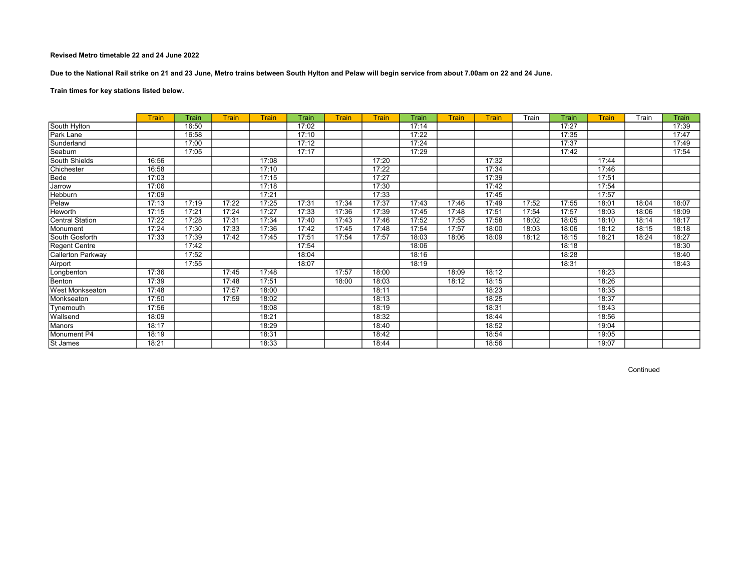**Revised Metro timetable 22 and 24 June 2022**

**Due to the National Rail strike on 21 and 23 June, Metro trains between South Hylton and Pelaw will begin service from about 7.00am on 22 and 24 June.**

**Train times for key stations listed below.**

| | Train | Train | Train | Train | Train | Train | Train | Train | Train | Train | Train | Train | Train | Train | Train |
|---|---|---|---|---|---|---|---|---|---|---|---|---|---|---|---|
| South Hylton | | 16:50 | | | 17:02 | | | 17:14 | | | | 17:27 | | | 17:39 |
| Park Lane | | 16:58 | | | 17:10 | | | 17:22 | | | | 17:35 | | | 17:47 |
| Sunderland | | 17:00 | | | 17:12 | | | 17:24 | | | | 17:37 | | | 17:49 |
| Seaburn | | 17:05 | | | 17:17 | | | 17:29 | | | | 17:42 | | | 17:54 |
| South Shields | 16:56 | | | 17:08 | | | 17:20 | | | 17:32 | | | 17:44 | | |
| Chichester | 16:58 | | | 17:10 | | | 17:22 | | | 17:34 | | | 17:46 | | |
| Bede | 17:03 | | | 17:15 | | | 17:27 | | | 17:39 | | | 17:51 | | |
| Jarrow | 17:06 | | | 17:18 | | | 17:30 | | | 17:42 | | | 17:54 | | |
| Hebburn | 17:09 | | | 17:21 | | | 17:33 | | | 17:45 | | | 17:57 | | |
| Pelaw | 17:13 | 17:19 | 17:22 | 17:25 | 17:31 | 17:34 | 17:37 | 17:43 | 17:46 | 17:49 | 17:52 | 17:55 | 18:01 | 18:04 | 18:07 |
| Heworth | 17:15 | 17:21 | 17:24 | 17:27 | 17:33 | 17:36 | 17:39 | 17:45 | 17:48 | 17:51 | 17:54 | 17:57 | 18:03 | 18:06 | 18:09 |
| Central Station | 17:22 | 17:28 | 17:31 | 17:34 | 17:40 | 17:43 | 17:46 | 17:52 | 17:55 | 17:58 | 18:02 | 18:05 | 18:10 | 18:14 | 18:17 |
| Monument | 17:24 | 17:30 | 17:33 | 17:36 | 17:42 | 17:45 | 17:48 | 17:54 | 17:57 | 18:00 | 18:03 | 18:06 | 18:12 | 18:15 | 18:18 |
| South Gosforth | 17:33 | 17:39 | 17:42 | 17:45 | 17:51 | 17:54 | 17:57 | 18:03 | 18:06 | 18:09 | 18:12 | 18:15 | 18:21 | 18:24 | 18:27 |
| Regent Centre | | 17:42 | | | 17:54 | | | 18:06 | | | | 18:18 | | | 18:30 |
| Callerton Parkway | | 17:52 | | | 18:04 | | | 18:16 | | | | 18:28 | | | 18:40 |
| Airport | | 17:55 | | | 18:07 | | | 18:19 | | | | 18:31 | | | 18:43 |
| Longbenton | 17:36 | | 17:45 | 17:48 | | 17:57 | 18:00 | | 18:09 | 18:12 | | | 18:23 | | |
| Benton | 17:39 | | 17:48 | 17:51 | | 18:00 | 18:03 | | 18:12 | 18:15 | | | 18:26 | | |
| West Monkseaton | 17:48 | | 17:57 | 18:00 | | | 18:11 | | | 18:23 | | | 18:35 | | |
| Monkseaton | 17:50 | | 17:59 | 18:02 | | | 18:13 | | | 18:25 | | | 18:37 | | |
| Tynemouth | 17:56 | | | 18:08 | | | 18:19 | | | 18:31 | | | 18:43 | | |
| Wallsend | 18:09 | | | 18:21 | | | 18:32 | | | 18:44 | | | 18:56 | | |
| Manors | 18:17 | | | 18:29 | | | 18:40 | | | 18:52 | | | 19:04 | | |
| Monument P4 | 18:19 | | | 18:31 | | | 18:42 | | | 18:54 | | | 19:05 | | |
| St James | 18:21 | | | 18:33 | | | 18:44 | | | 18:56 | | | 19:07 | | |

Continued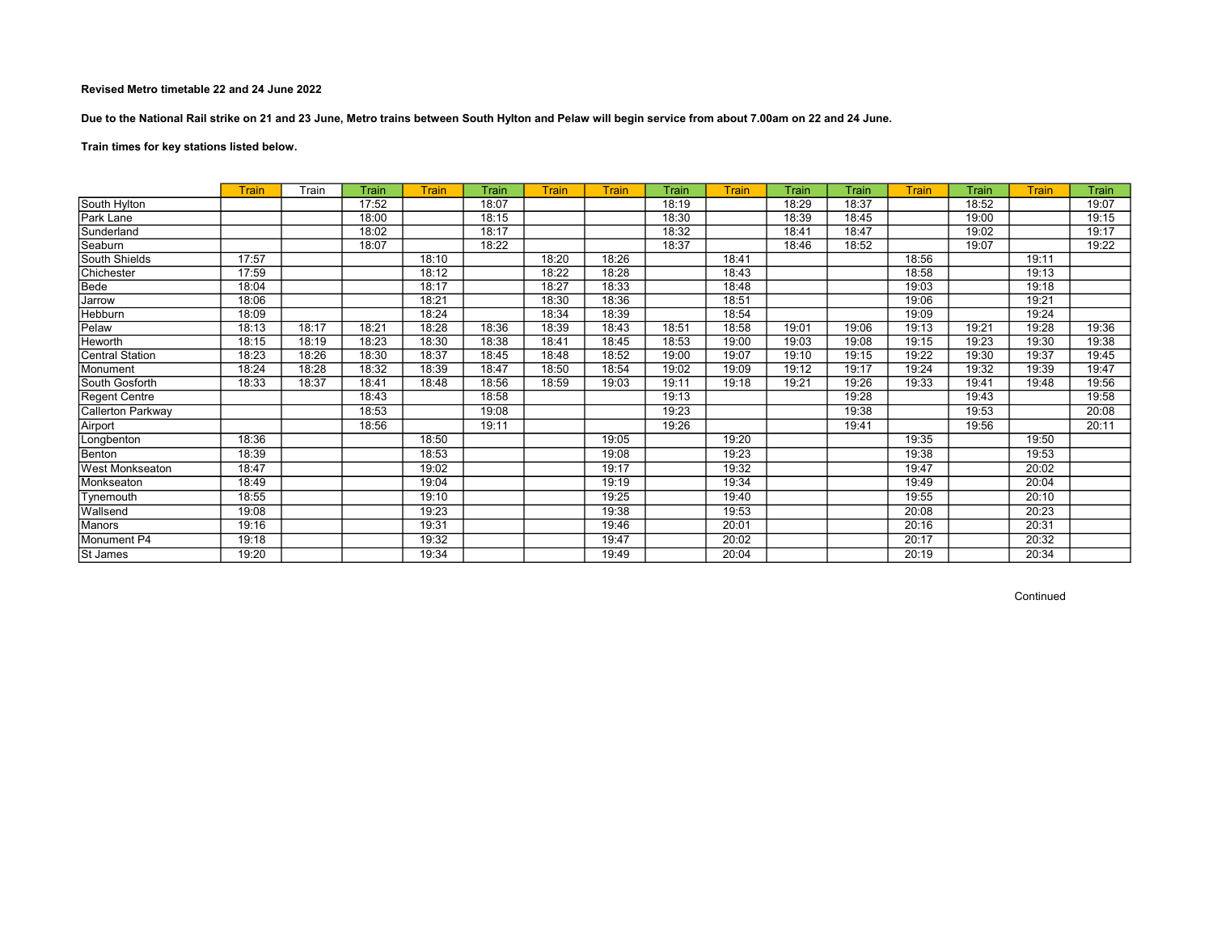**Revised Metro timetable 22 and 24 June 2022**

**Due to the National Rail strike on 21 and 23 June, Metro trains between South Hylton and Pelaw will begin service from about 7.00am on 22 and 24 June.**

**Train times for key stations listed below.**

| | Train | Train | Train | Train | Train | Train | Train | Train | Train | Train | Train | Train | Train | Train | Train |
|---|---|---|---|---|---|---|---|---|---|---|---|---|---|---|---|
| South Hylton | | | 17:52 | | 18:07 | | | 18:19 | | 18:29 | 18:37 | | 18:52 | | 19:07 |
| Park Lane | | | 18:00 | | 18:15 | | | 18:30 | | 18:39 | 18:45 | | 19:00 | | 19:15 |
| Sunderland | | | 18:02 | | 18:17 | | | 18:32 | | 18:41 | 18:47 | | 19:02 | | 19:17 |
| Seaburn | | | 18:07 | | 18:22 | | | 18:37 | | 18:46 | 18:52 | | 19:07 | | 19:22 |
| South Shields | 17:57 | | | 18:10 | | 18:20 | 18:26 | | 18:41 | | | 18:56 | | 19:11 | |
| Chichester | 17:59 | | | 18:12 | | 18:22 | 18:28 | | 18:43 | | | 18:58 | | 19:13 | |
| Bede | 18:04 | | | 18:17 | | 18:27 | 18:33 | | 18:48 | | | 19:03 | | 19:18 | |
| Jarrow | 18:06 | | | 18:21 | | 18:30 | 18:36 | | 18:51 | | | 19:06 | | 19:21 | |
| Hebburn | 18:09 | | | 18:24 | | 18:34 | 18:39 | | 18:54 | | | 19:09 | | 19:24 | |
| Pelaw | 18:13 | 18:17 | 18:21 | 18:28 | 18:36 | 18:39 | 18:43 | 18:51 | 18:58 | 19:01 | 19:06 | 19:13 | 19:21 | 19:28 | 19:36 |
| Heworth | 18:15 | 18:19 | 18:23 | 18:30 | 18:38 | 18:41 | 18:45 | 18:53 | 19:00 | 19:03 | 19:08 | 19:15 | 19:23 | 19:30 | 19:38 |
| Central Station | 18:23 | 18:26 | 18:30 | 18:37 | 18:45 | 18:48 | 18:52 | 19:00 | 19:07 | 19:10 | 19:15 | 19:22 | 19:30 | 19:37 | 19:45 |
| Monument | 18:24 | 18:28 | 18:32 | 18:39 | 18:47 | 18:50 | 18:54 | 19:02 | 19:09 | 19:12 | 19:17 | 19:24 | 19:32 | 19:39 | 19:47 |
| South Gosforth | 18:33 | 18:37 | 18:41 | 18:48 | 18:56 | 18:59 | 19:03 | 19:11 | 19:18 | 19:21 | 19:26 | 19:33 | 19:41 | 19:48 | 19:56 |
| Regent Centre | | | 18:43 | | 18:58 | | | 19:13 | | | 19:28 | | 19:43 | | 19:58 |
| Callerton Parkway | | | 18:53 | | 19:08 | | | 19:23 | | | 19:38 | | 19:53 | | 20:08 |
| Airport | | | 18:56 | | 19:11 | | | 19:26 | | | 19:41 | | 19:56 | | 20:11 |
| Longbenton | 18:36 | | | 18:50 | | | 19:05 | | 19:20 | | | 19:35 | | 19:50 | |
| Benton | 18:39 | | | 18:53 | | | 19:08 | | 19:23 | | | 19:38 | | 19:53 | |
| West Monkseaton | 18:47 | | | 19:02 | | | 19:17 | | 19:32 | | | 19:47 | | 20:02 | |
| Monkseaton | 18:49 | | | 19:04 | | | 19:19 | | 19:34 | | | 19:49 | | 20:04 | |
| Tynemouth | 18:55 | | | 19:10 | | | 19:25 | | 19:40 | | | 19:55 | | 20:10 | |
| Wallsend | 19:08 | | | 19:23 | | | 19:38 | | 19:53 | | | 20:08 | | 20:23 | |
| Manors | 19:16 | | | 19:31 | | | 19:46 | | 20:01 | | | 20:16 | | 20:31 | |
| Monument P4 | 19:18 | | | 19:32 | | | 19:47 | | 20:02 | | | 20:17 | | 20:32 | |
| St James | 19:20 | | | 19:34 | | | 19:49 | | 20:04 | | | 20:19 | | 20:34 | |

Continued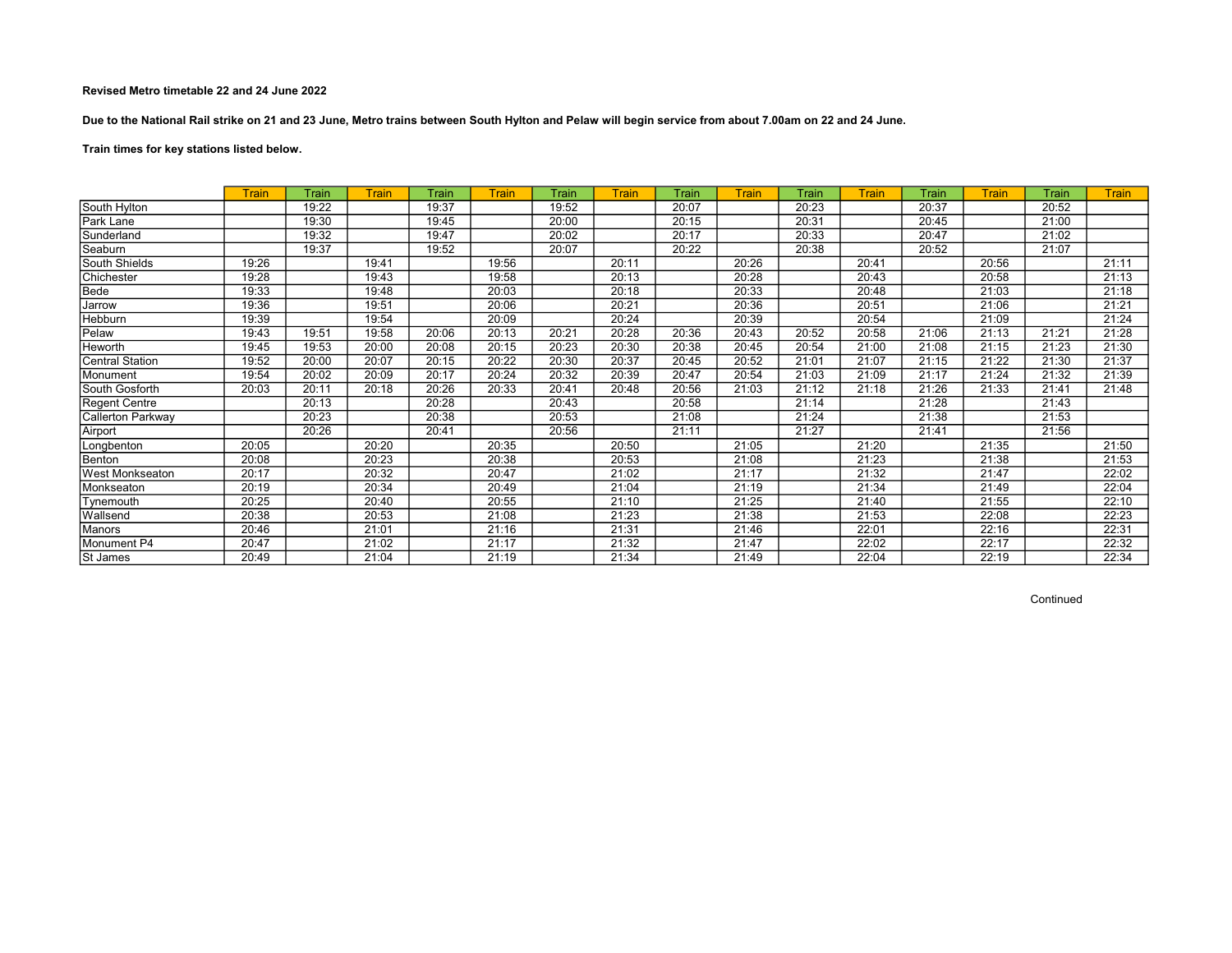**Revised Metro timetable 22 and 24 June 2022**

**Due to the National Rail strike on 21 and 23 June, Metro trains between South Hylton and Pelaw will begin service from about 7.00am on 22 and 24 June.**

**Train times for key stations listed below.**

| | Train | Train | Train | Train | Train | Train | Train | Train | Train | Train | Train | Train | Train | Train | Train |
|---|---|---|---|---|---|---|---|---|---|---|---|---|---|---|---|
| South Hylton | | 19:22 | | 19:37 | | 19:52 | | 20:07 | | 20:23 | | 20:37 | | 20:52 | |
| Park Lane | | 19:30 | | 19:45 | | 20:00 | | 20:15 | | 20:31 | | 20:45 | | 21:00 | |
| Sunderland | | 19:32 | | 19:47 | | 20:02 | | 20:17 | | 20:33 | | 20:47 | | 21:02 | |
| Seaburn | | 19:37 | | 19:52 | | 20:07 | | 20:22 | | 20:38 | | 20:52 | | 21:07 | |
| South Shields | 19:26 | | 19:41 | | 19:56 | | 20:11 | | 20:26 | | 20:41 | | 20:56 | | 21:11 |
| Chichester | 19:28 | | 19:43 | | 19:58 | | 20:13 | | 20:28 | | 20:43 | | 20:58 | | 21:13 |
| Bede | 19:33 | | 19:48 | | 20:03 | | 20:18 | | 20:33 | | 20:48 | | 21:03 | | 21:18 |
| Jarrow | 19:36 | | 19:51 | | 20:06 | | 20:21 | | 20:36 | | 20:51 | | 21:06 | | 21:21 |
| Hebburn | 19:39 | | 19:54 | | 20:09 | | 20:24 | | 20:39 | | 20:54 | | 21:09 | | 21:24 |
| Pelaw | 19:43 | 19:51 | 19:58 | 20:06 | 20:13 | 20:21 | 20:28 | 20:36 | 20:43 | 20:52 | 20:58 | 21:06 | 21:13 | 21:21 | 21:28 |
| Heworth | 19:45 | 19:53 | 20:00 | 20:08 | 20:15 | 20:23 | 20:30 | 20:38 | 20:45 | 20:54 | 21:00 | 21:08 | 21:15 | 21:23 | 21:30 |
| Central Station | 19:52 | 20:00 | 20:07 | 20:15 | 20:22 | 20:30 | 20:37 | 20:45 | 20:52 | 21:01 | 21:07 | 21:15 | 21:22 | 21:30 | 21:37 |
| Monument | 19:54 | 20:02 | 20:09 | 20:17 | 20:24 | 20:32 | 20:39 | 20:47 | 20:54 | 21:03 | 21:09 | 21:17 | 21:24 | 21:32 | 21:39 |
| South Gosforth | 20:03 | 20:11 | 20:18 | 20:26 | 20:33 | 20:41 | 20:48 | 20:56 | 21:03 | 21:12 | 21:18 | 21:26 | 21:33 | 21:41 | 21:48 |
| Regent Centre | | 20:13 | | 20:28 | | 20:43 | | 20:58 | | 21:14 | | 21:28 | | 21:43 | |
| Callerton Parkway | | 20:23 | | 20:38 | | 20:53 | | 21:08 | | 21:24 | | 21:38 | | 21:53 | |
| Airport | | 20:26 | | 20:41 | | 20:56 | | 21:11 | | 21:27 | | 21:41 | | 21:56 | |
| Longbenton | 20:05 | | 20:20 | | 20:35 | | 20:50 | | 21:05 | | 21:20 | | 21:35 | | 21:50 |
| Benton | 20:08 | | 20:23 | | 20:38 | | 20:53 | | 21:08 | | 21:23 | | 21:38 | | 21:53 |
| West Monkseaton | 20:17 | | 20:32 | | 20:47 | | 21:02 | | 21:17 | | 21:32 | | 21:47 | | 22:02 |
| Monkseaton | 20:19 | | 20:34 | | 20:49 | | 21:04 | | 21:19 | | 21:34 | | 21:49 | | 22:04 |
| Tynemouth | 20:25 | | 20:40 | | 20:55 | | 21:10 | | 21:25 | | 21:40 | | 21:55 | | 22:10 |
| Wallsend | 20:38 | | 20:53 | | 21:08 | | 21:23 | | 21:38 | | 21:53 | | 22:08 | | 22:23 |
| Manors | 20:46 | | 21:01 | | 21:16 | | 21:31 | | 21:46 | | 22:01 | | 22:16 | | 22:31 |
| Monument P4 | 20:47 | | 21:02 | | 21:17 | | 21:32 | | 21:47 | | 22:02 | | 22:17 | | 22:32 |
| St James | 20:49 | | 21:04 | | 21:19 | | 21:34 | | 21:49 | | 22:04 | | 22:19 | | 22:34 |

Continued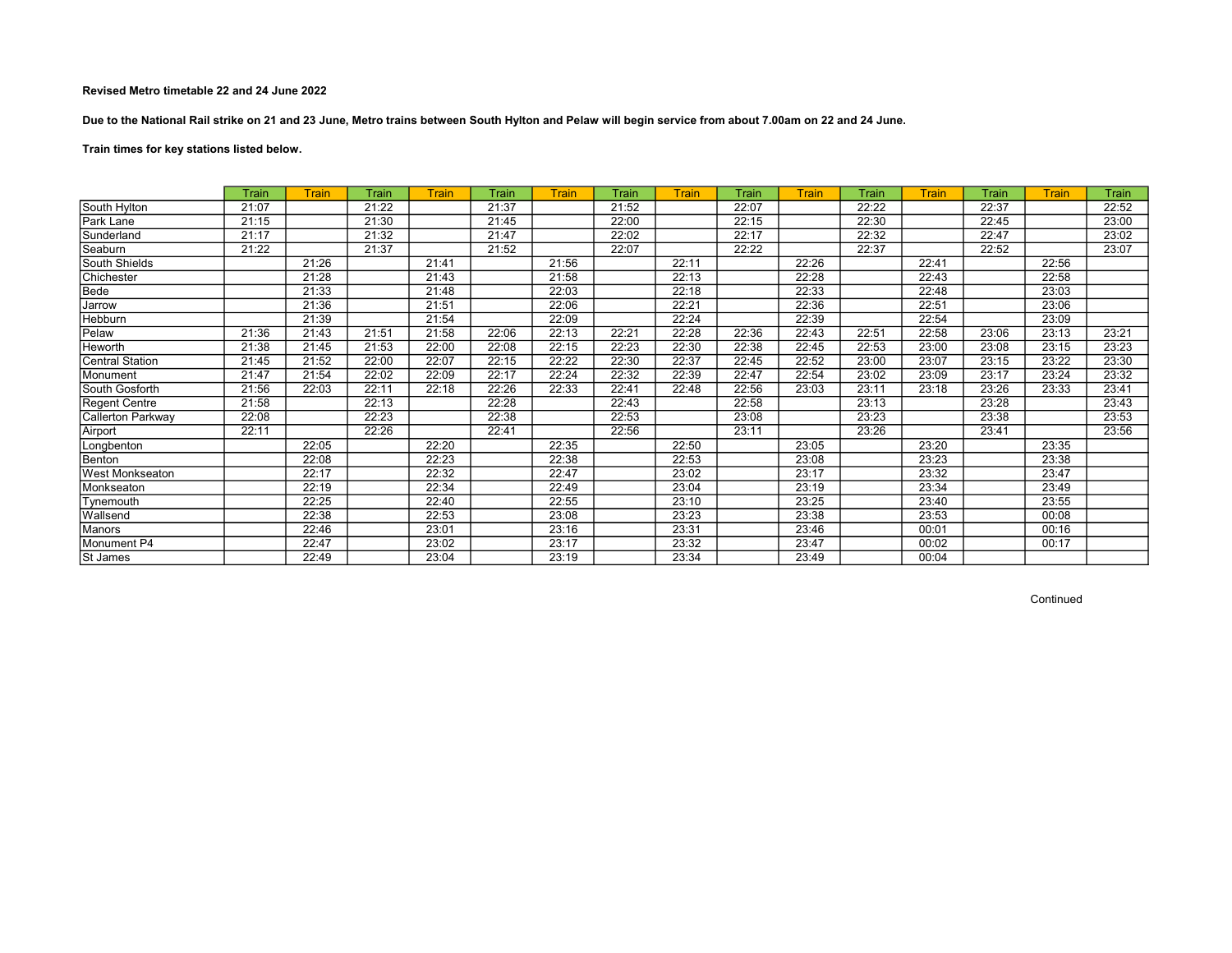**Revised Metro timetable 22 and 24 June 2022**

**Due to the National Rail strike on 21 and 23 June, Metro trains between South Hylton and Pelaw will begin service from about 7.00am on 22 and 24 June.**

**Train times for key stations listed below.**

| | Train | Train | Train | Train | Train | Train | Train | Train | Train | Train | Train | Train | Train | Train | Train |
|---|---|---|---|---|---|---|---|---|---|---|---|---|---|---|---|
| South Hylton | 21:07 | | 21:22 | | 21:37 | | 21:52 | | 22:07 | | 22:22 | | 22:37 | | 22:52 |
| Park Lane | 21:15 | | 21:30 | | 21:45 | | 22:00 | | 22:15 | | 22:30 | | 22:45 | | 23:00 |
| Sunderland | 21:17 | | 21:32 | | 21:47 | | 22:02 | | 22:17 | | 22:32 | | 22:47 | | 23:02 |
| Seaburn | 21:22 | | 21:37 | | 21:52 | | 22:07 | | 22:22 | | 22:37 | | 22:52 | | 23:07 |
| South Shields | | 21:26 | | 21:41 | | 21:56 | | 22:11 | | 22:26 | | 22:41 | | 22:56 | |
| Chichester | | 21:28 | | 21:43 | | 21:58 | | 22:13 | | 22:28 | | 22:43 | | 22:58 | |
| Bede | | 21:33 | | 21:48 | | 22:03 | | 22:18 | | 22:33 | | 22:48 | | 23:03 | |
| Jarrow | | 21:36 | | 21:51 | | 22:06 | | 22:21 | | 22:36 | | 22:51 | | 23:06 | |
| Hebburn | | 21:39 | | 21:54 | | 22:09 | | 22:24 | | 22:39 | | 22:54 | | 23:09 | |
| Pelaw | 21:36 | 21:43 | 21:51 | 21:58 | 22:06 | 22:13 | 22:21 | 22:28 | 22:36 | 22:43 | 22:51 | 22:58 | 23:06 | 23:13 | 23:21 |
| Heworth | 21:38 | 21:45 | 21:53 | 22:00 | 22:08 | 22:15 | 22:23 | 22:30 | 22:38 | 22:45 | 22:53 | 23:00 | 23:08 | 23:15 | 23:23 |
| Central Station | 21:45 | 21:52 | 22:00 | 22:07 | 22:15 | 22:22 | 22:30 | 22:37 | 22:45 | 22:52 | 23:00 | 23:07 | 23:15 | 23:22 | 23:30 |
| Monument | 21:47 | 21:54 | 22:02 | 22:09 | 22:17 | 22:24 | 22:32 | 22:39 | 22:47 | 22:54 | 23:02 | 23:09 | 23:17 | 23:24 | 23:32 |
| South Gosforth | 21:56 | 22:03 | 22:11 | 22:18 | 22:26 | 22:33 | 22:41 | 22:48 | 22:56 | 23:03 | 23:11 | 23:18 | 23:26 | 23:33 | 23:41 |
| Regent Centre | 21:58 | | 22:13 | | 22:28 | | 22:43 | | 22:58 | | 23:13 | | 23:28 | | 23:43 |
| Callerton Parkway | 22:08 | | 22:23 | | 22:38 | | 22:53 | | 23:08 | | 23:23 | | 23:38 | | 23:53 |
| Airport | 22:11 | | 22:26 | | 22:41 | | 22:56 | | 23:11 | | 23:26 | | 23:41 | | 23:56 |
| Longbenton | | 22:05 | | 22:20 | | 22:35 | | 22:50 | | 23:05 | | 23:20 | | 23:35 | |
| Benton | | 22:08 | | 22:23 | | 22:38 | | 22:53 | | 23:08 | | 23:23 | | 23:38 | |
| West Monkseaton | | 22:17 | | 22:32 | | 22:47 | | 23:02 | | 23:17 | | 23:32 | | 23:47 | |
| Monkseaton | | 22:19 | | 22:34 | | 22:49 | | 23:04 | | 23:19 | | 23:34 | | 23:49 | |
| Tynemouth | | 22:25 | | 22:40 | | 22:55 | | 23:10 | | 23:25 | | 23:40 | | 23:55 | |
| Wallsend | | 22:38 | | 22:53 | | 23:08 | | 23:23 | | 23:38 | | 23:53 | | 00:08 | |
| Manors | | 22:46 | | 23:01 | | 23:16 | | 23:31 | | 23:46 | | 00:01 | | 00:16 | |
| Monument P4 | | 22:47 | | 23:02 | | 23:17 | | 23:32 | | 23:47 | | 00:02 | | 00:17 | |
| St James | | 22:49 | | 23:04 | | 23:19 | | 23:34 | | 23:49 | | 00:04 | | | |

Continued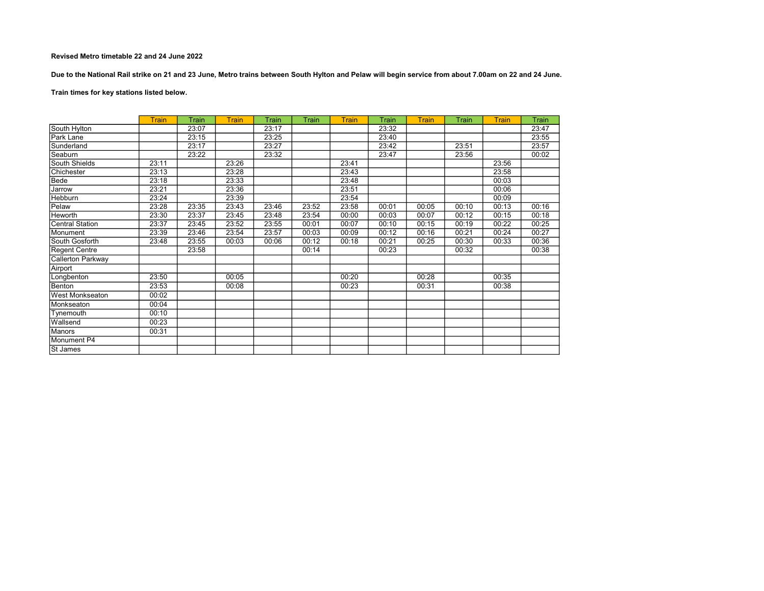**Revised Metro timetable 22 and 24 June 2022**

**Due to the National Rail strike on 21 and 23 June, Metro trains between South Hylton and Pelaw will begin service from about 7.00am on 22 and 24 June.**

**Train times for key stations listed below.**

| | Train | Train | Train | Train | Train | Train | Train | Train | Train | Train | Train |
|---|---|---|---|---|---|---|---|---|---|---|---|
| South Hylton | | 23:07 | | 23:17 | | | 23:32 | | | | 23:47 |
| Park Lane | | 23:15 | | 23:25 | | | 23:40 | | | | 23:55 |
| Sunderland | | 23:17 | | 23:27 | | | 23:42 | | 23:51 | | 23:57 |
| Seaburn | | 23:22 | | 23:32 | | | 23:47 | | 23:56 | | 00:02 |
| South Shields | 23:11 | | 23:26 | | | 23:41 | | | | 23:56 | |
| Chichester | 23:13 | | 23:28 | | | 23:43 | | | | 23:58 | |
| Bede | 23:18 | | 23:33 | | | 23:48 | | | | 00:03 | |
| Jarrow | 23:21 | | 23:36 | | | 23:51 | | | | 00:06 | |
| Hebburn | 23:24 | | 23:39 | | | 23:54 | | | | 00:09 | |
| Pelaw | 23:28 | 23:35 | 23:43 | 23:46 | 23:52 | 23:58 | 00:01 | 00:05 | 00:10 | 00:13 | 00:16 |
| Heworth | 23:30 | 23:37 | 23:45 | 23:48 | 23:54 | 00:00 | 00:03 | 00:07 | 00:12 | 00:15 | 00:18 |
| Central Station | 23:37 | 23:45 | 23:52 | 23:55 | 00:01 | 00:07 | 00:10 | 00:15 | 00:19 | 00:22 | 00:25 |
| Monument | 23:39 | 23:46 | 23:54 | 23:57 | 00:03 | 00:09 | 00:12 | 00:16 | 00:21 | 00:24 | 00:27 |
| South Gosforth | 23:48 | 23:55 | 00:03 | 00:06 | 00:12 | 00:18 | 00:21 | 00:25 | 00:30 | 00:33 | 00:36 |
| Regent Centre | | 23:58 | | | 00:14 | | 00:23 | | 00:32 | | 00:38 |
| Callerton Parkway | | | | | | | | | | | |
| Airport | | | | | | | | | | | |
| Longbenton | 23:50 | | 00:05 | | | 00:20 | | 00:28 | | 00:35 | |
| Benton | 23:53 | | 00:08 | | | 00:23 | | 00:31 | | 00:38 | |
| West Monkseaton | 00:02 | | | | | | | | | | |
| Monkseaton | 00:04 | | | | | | | | | | |
| Tynemouth | 00:10 | | | | | | | | | | |
| Wallsend | 00:23 | | | | | | | | | | |
| Manors | 00:31 | | | | | | | | | | |
| Monument P4 | | | | | | | | | | | |
| St James | | | | | | | | | | | |